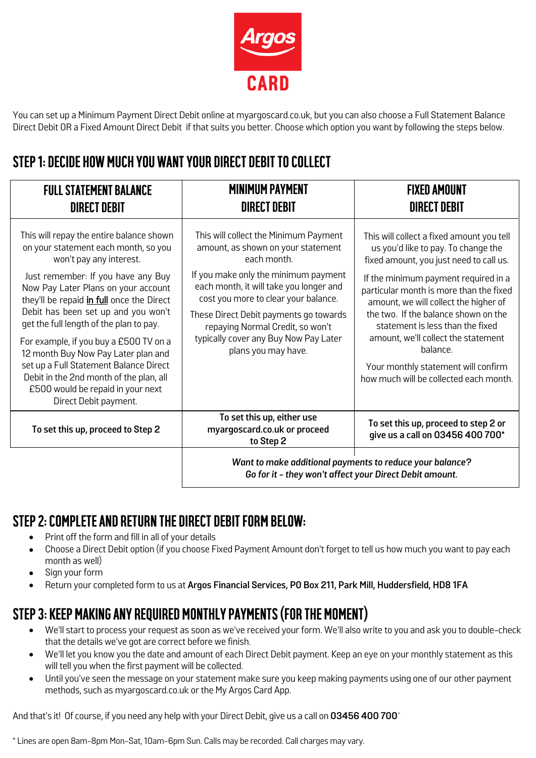# Argos CARD

You can set up a Minimum Payment Direct Debit online at myargoscard.co.uk, but you can also choose a Full Statement Balance Direct Debit OR a Fixed Amount Direct Debit if that suits you better. Choose which option you want by following the steps below.

## STEP 1: DECIDE HOW MUCH YOU WANT YOUR DIRECT DEBIT TO COLLECT

| FULL STATEMENT BALANCE DIRECT DEBIT | MINIMUM PAYMENT DIRECT DEBIT | FIXED AMOUNT DIRECT DEBIT |
|---|---|---|
| This will repay the entire balance shown on your statement each month, so you won't pay any interest.<br><br>Just remember: If you have any Buy Now Pay Later Plans on your account they'll be repaid **in full** once the Direct Debit has been set up and you won't get the full length of the plan to pay.<br><br>For example, if you buy a £500 TV on a 12 month Buy Now Pay Later plan and set up a Full Statement Balance Direct Debit in the 2nd month of the plan, all £500 would be repaid in your next Direct Debit payment. | This will collect the Minimum Payment amount, as shown on your statement each month.<br><br>If you make only the minimum payment each month, it will take you longer and cost you more to clear your balance.<br><br>These Direct Debit payments go towards repaying Normal Credit, so won't typically cover any Buy Now Pay Later plans you may have. | This will collect a fixed amount you tell us you'd like to pay. To change the fixed amount, you just need to call us.<br><br>If the minimum payment required in a particular month is more than the fixed amount, we will collect the higher of the two. If the balance shown on the statement is less than the fixed amount, we'll collect the statement balance.<br><br>Your monthly statement will confirm how much will be collected each month. |
| **To set this up, proceed to Step 2** | **To set this up, either use myargoscard.co.uk or proceed to Step 2** | **To set this up, proceed to step 2 or give us a call on 03456 400 700*** |
| | ***Want to make additional payments to reduce your balance? Go for it - they won't affect your Direct Debit amount.*** | |

## STEP 2: COMPLETE AND RETURN THE DIRECT DEBIT FORM BELOW:

- Print off the form and fill in all of your details
- Choose a Direct Debit option (if you choose Fixed Payment Amount don't forget to tell us how much you want to pay each month as well)
- Sign your form
- Return your completed form to us at **Argos Financial Services, PO Box 211, Park Mill, Huddersfield, HD8 1FA**

## STEP 3: KEEP MAKING ANY REQUIRED MONTHLY PAYMENTS (FOR THE MOMENT)

- We'll start to process your request as soon as we've received your form. We'll also write to you and ask you to double-check that the details we've got are correct before we finish.
- We'll let you know you the date and amount of each Direct Debit payment. Keep an eye on your monthly statement as this will tell you when the first payment will be collected.
- Until you've seen the message on your statement make sure you keep making payments using one of our other payment methods, such as myargoscard.co.uk or the My Argos Card App.

And that's it! Of course, if you need any help with your Direct Debit, give us a call on **03456 400 700***

\* Lines are open 8am-8pm Mon-Sat, 10am-6pm Sun. Calls may be recorded. Call charges may vary.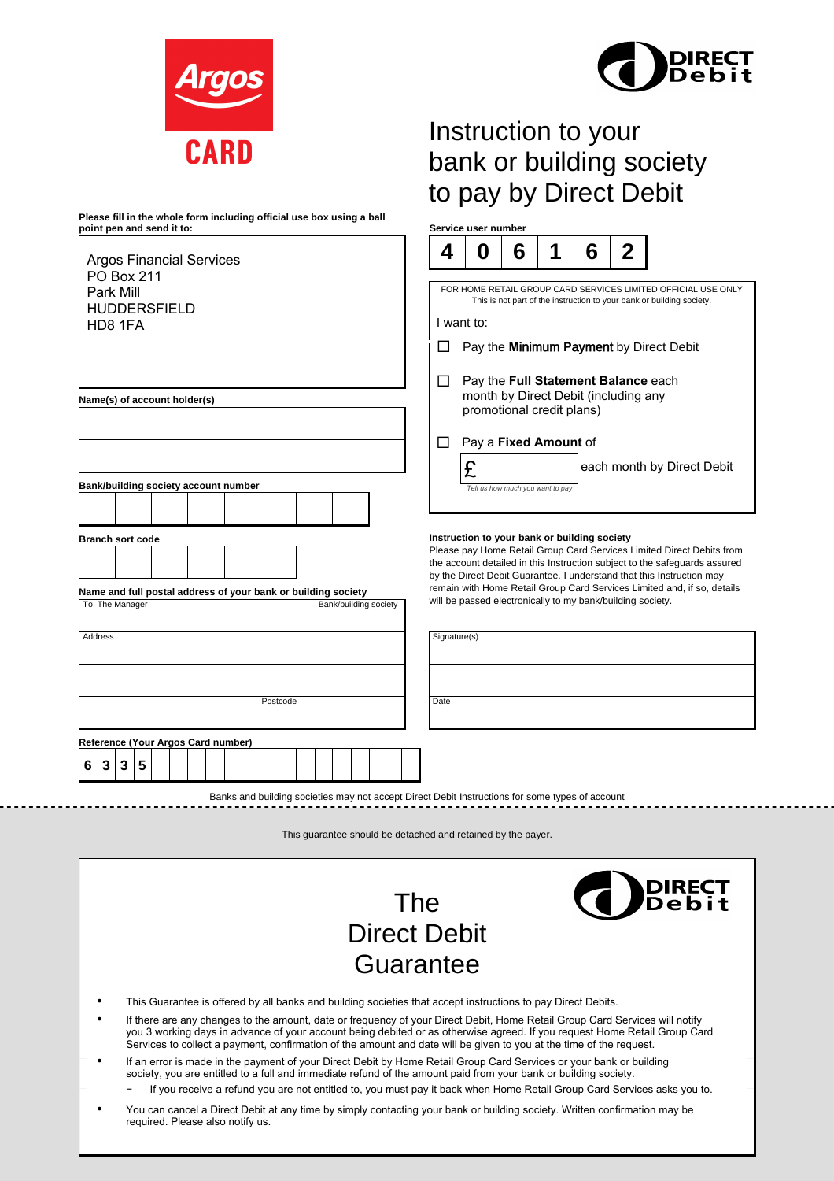Argos

CARD

DIRECT Debit

# Instruction to your bank or building society to pay by Direct Debit

**Please fill in the whole form including official use box using a ball point pen and send it to:**

Argos Financial Services
PO Box 211
Park Mill
HUDDERSFIELD
HD8 1FA

**Name(s) of account holder(s)**

**Bank/building society account number**

**Branch sort code**

**Name and full postal address of your bank or building society**

To: The Manager — Bank/building society

Address

Postcode

**Reference (Your Argos Card number)**

| 6 | 3 | 3 | 5 | | | | | | | | | | | | | | | |
|---|---|---|---|---|---|---|---|---|---|---|---|---|---|---|---|---|---|---|

**Service user number**

| 4 | 0 | 6 | 1 | 6 | 2 |
|---|---|---|---|---|---|

FOR HOME RETAIL GROUP CARD SERVICES LIMITED OFFICIAL USE ONLY
This is not part of the instruction to your bank or building society.

I want to:

☐ Pay the **Minimum Payment** by Direct Debit

☐ Pay the **Full Statement Balance** each month by Direct Debit (including any promotional credit plans)

☐ Pay a **Fixed Amount** of

£ ______ each month by Direct Debit

*Tell us how much you want to pay*

**Instruction to your bank or building society**

Please pay Home Retail Group Card Services Limited Direct Debits from the account detailed in this Instruction subject to the safeguards assured by the Direct Debit Guarantee. I understand that this Instruction may remain with Home Retail Group Card Services Limited and, if so, details will be passed electronically to my bank/building society.

Signature(s)

Date

Banks and building societies may not accept Direct Debit Instructions for some types of account

This guarantee should be detached and retained by the payer.

# The Direct Debit Guarantee

DIRECT Debit

- This Guarantee is offered by all banks and building societies that accept instructions to pay Direct Debits.
- If there are any changes to the amount, date or frequency of your Direct Debit, Home Retail Group Card Services will notify you 3 working days in advance of your account being debited or as otherwise agreed. If you request Home Retail Group Card Services to collect a payment, confirmation of the amount and date will be given to you at the time of the request.
- If an error is made in the payment of your Direct Debit by Home Retail Group Card Services or your bank or building society, you are entitled to a full and immediate refund of the amount paid from your bank or building society.
  - If you receive a refund you are not entitled to, you must pay it back when Home Retail Group Card Services asks you to.
- You can cancel a Direct Debit at any time by simply contacting your bank or building society. Written confirmation may be required. Please also notify us.